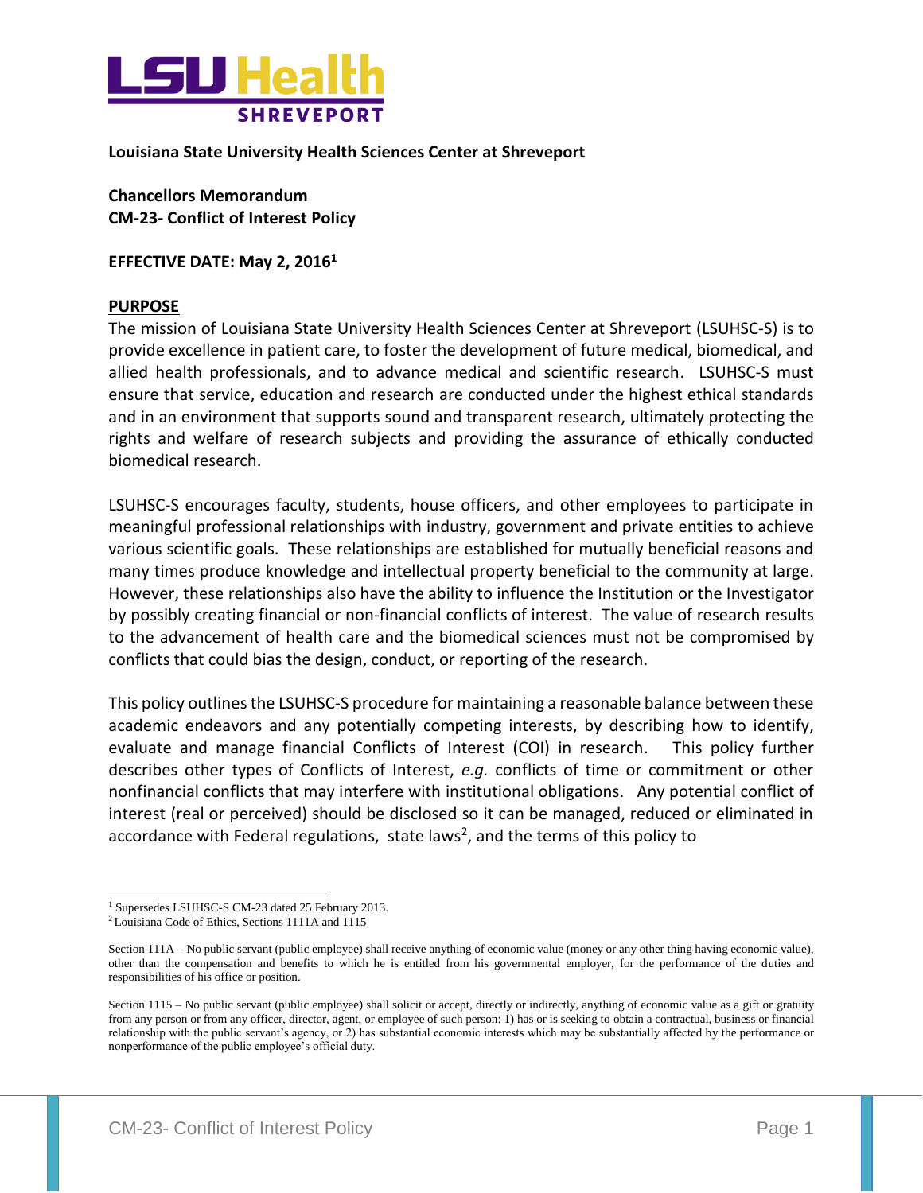**Louisiana State University Health Sciences Center at Shreveport**

**Chancellors Memorandum**
**CM-23- Conflict of Interest Policy**

**EFFECTIVE DATE: May 2, 2016[1]**

## PURPOSE

The mission of Louisiana State University Health Sciences Center at Shreveport (LSUHSC-S) is to provide excellence in patient care, to foster the development of future medical, biomedical, and allied health professionals, and to advance medical and scientific research. LSUHSC-S must ensure that service, education and research are conducted under the highest ethical standards and in an environment that supports sound and transparent research, ultimately protecting the rights and welfare of research subjects and providing the assurance of ethically conducted biomedical research.

LSUHSC-S encourages faculty, students, house officers, and other employees to participate in meaningful professional relationships with industry, government and private entities to achieve various scientific goals. These relationships are established for mutually beneficial reasons and many times produce knowledge and intellectual property beneficial to the community at large. However, these relationships also have the ability to influence the Institution or the Investigator by possibly creating financial or non-financial conflicts of interest. The value of research results to the advancement of health care and the biomedical sciences must not be compromised by conflicts that could bias the design, conduct, or reporting of the research.

This policy outlines the LSUHSC-S procedure for maintaining a reasonable balance between these academic endeavors and any potentially competing interests, by describing how to identify, evaluate and manage financial Conflicts of Interest (COI) in research. This policy further describes other types of Conflicts of Interest, *e.g.* conflicts of time or commitment or other nonfinancial conflicts that may interfere with institutional obligations. Any potential conflict of interest (real or perceived) should be disclosed so it can be managed, reduced or eliminated in accordance with Federal regulations, state laws[2], and the terms of this policy to

---

[1] Supersedes LSUHSC-S CM-23 dated 25 February 2013.

[2] Louisiana Code of Ethics, Sections 1111A and 1115

Section 111A – No public servant (public employee) shall receive anything of economic value (money or any other thing having economic value), other than the compensation and benefits to which he is entitled from his governmental employer, for the performance of the duties and responsibilities of his office or position.

Section 1115 – No public servant (public employee) shall solicit or accept, directly or indirectly, anything of economic value as a gift or gratuity from any person or from any officer, director, agent, or employee of such person: 1) has or is seeking to obtain a contractual, business or financial relationship with the public servant's agency, or 2) has substantial economic interests which may be substantially affected by the performance or nonperformance of the public employee's official duty.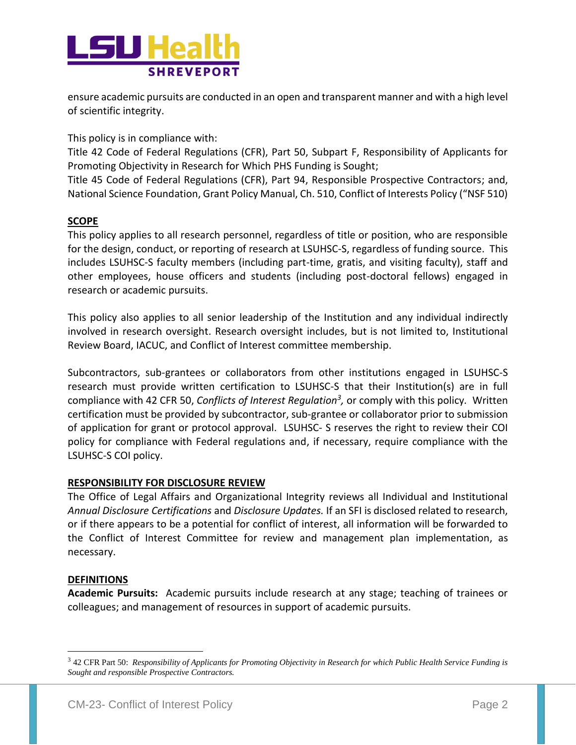ensure academic pursuits are conducted in an open and transparent manner and with a high level of scientific integrity.

This policy is in compliance with:
Title 42 Code of Federal Regulations (CFR), Part 50, Subpart F, Responsibility of Applicants for Promoting Objectivity in Research for Which PHS Funding is Sought;
Title 45 Code of Federal Regulations (CFR), Part 94, Responsible Prospective Contractors; and,
National Science Foundation, Grant Policy Manual, Ch. 510, Conflict of Interests Policy ("NSF 510)

## SCOPE

This policy applies to all research personnel, regardless of title or position, who are responsible for the design, conduct, or reporting of research at LSUHSC-S, regardless of funding source. This includes LSUHSC-S faculty members (including part-time, gratis, and visiting faculty), staff and other employees, house officers and students (including post-doctoral fellows) engaged in research or academic pursuits.

This policy also applies to all senior leadership of the Institution and any individual indirectly involved in research oversight. Research oversight includes, but is not limited to, Institutional Review Board, IACUC, and Conflict of Interest committee membership.

Subcontractors, sub-grantees or collaborators from other institutions engaged in LSUHSC-S research must provide written certification to LSUHSC-S that their Institution(s) are in full compliance with 42 CFR 50, *Conflicts of Interest Regulation*[3], or comply with this policy. Written certification must be provided by subcontractor, sub-grantee or collaborator prior to submission of application for grant or protocol approval. LSUHSC- S reserves the right to review their COI policy for compliance with Federal regulations and, if necessary, require compliance with the LSUHSC-S COI policy.

## RESPONSIBILITY FOR DISCLOSURE REVIEW

The Office of Legal Affairs and Organizational Integrity reviews all Individual and Institutional *Annual Disclosure Certifications* and *Disclosure Updates.* If an SFI is disclosed related to research, or if there appears to be a potential for conflict of interest, all information will be forwarded to the Conflict of Interest Committee for review and management plan implementation, as necessary.

## DEFINITIONS

**Academic Pursuits:** Academic pursuits include research at any stage; teaching of trainees or colleagues; and management of resources in support of academic pursuits.

---

[3] 42 CFR Part 50: *Responsibility of Applicants for Promoting Objectivity in Research for which Public Health Service Funding is Sought and responsible Prospective Contractors.*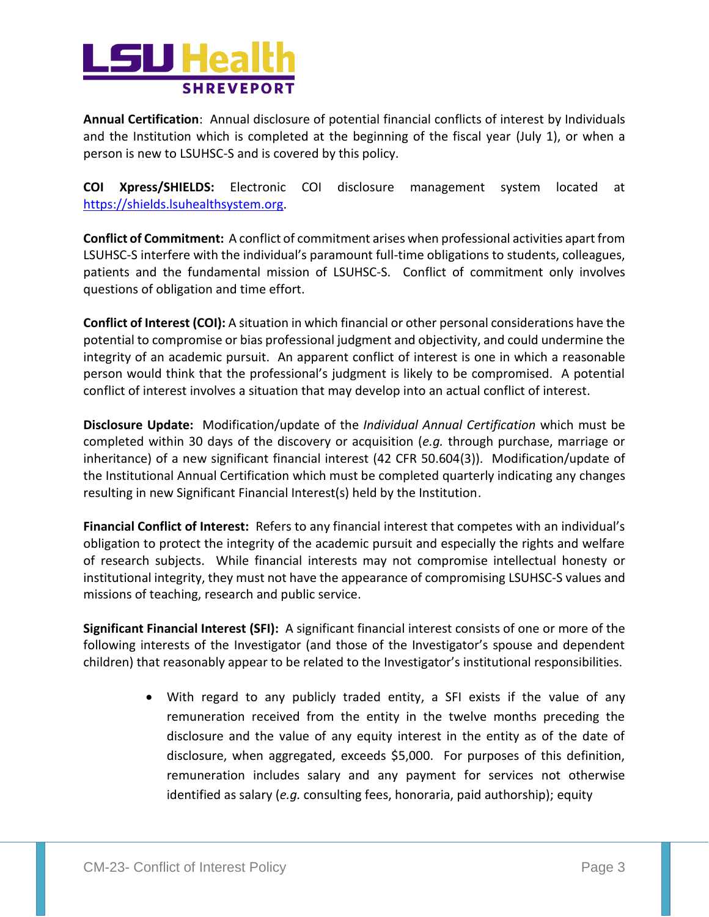**Annual Certification**: Annual disclosure of potential financial conflicts of interest by Individuals and the Institution which is completed at the beginning of the fiscal year (July 1), or when a person is new to LSUHSC-S and is covered by this policy.

**COI Xpress/SHIELDS:** Electronic COI disclosure management system located at https://shields.lsuhealthsystem.org.

**Conflict of Commitment:** A conflict of commitment arises when professional activities apart from LSUHSC-S interfere with the individual's paramount full-time obligations to students, colleagues, patients and the fundamental mission of LSUHSC-S. Conflict of commitment only involves questions of obligation and time effort.

**Conflict of Interest (COI):** A situation in which financial or other personal considerations have the potential to compromise or bias professional judgment and objectivity, and could undermine the integrity of an academic pursuit. An apparent conflict of interest is one in which a reasonable person would think that the professional's judgment is likely to be compromised. A potential conflict of interest involves a situation that may develop into an actual conflict of interest.

**Disclosure Update:** Modification/update of the *Individual Annual Certification* which must be completed within 30 days of the discovery or acquisition (*e.g.* through purchase, marriage or inheritance) of a new significant financial interest (42 CFR 50.604(3)). Modification/update of the Institutional Annual Certification which must be completed quarterly indicating any changes resulting in new Significant Financial Interest(s) held by the Institution.

**Financial Conflict of Interest:** Refers to any financial interest that competes with an individual's obligation to protect the integrity of the academic pursuit and especially the rights and welfare of research subjects. While financial interests may not compromise intellectual honesty or institutional integrity, they must not have the appearance of compromising LSUHSC-S values and missions of teaching, research and public service.

**Significant Financial Interest (SFI):** A significant financial interest consists of one or more of the following interests of the Investigator (and those of the Investigator's spouse and dependent children) that reasonably appear to be related to the Investigator's institutional responsibilities.

- With regard to any publicly traded entity, a SFI exists if the value of any remuneration received from the entity in the twelve months preceding the disclosure and the value of any equity interest in the entity as of the date of disclosure, when aggregated, exceeds $5,000. For purposes of this definition, remuneration includes salary and any payment for services not otherwise identified as salary (*e.g.* consulting fees, honoraria, paid authorship); equity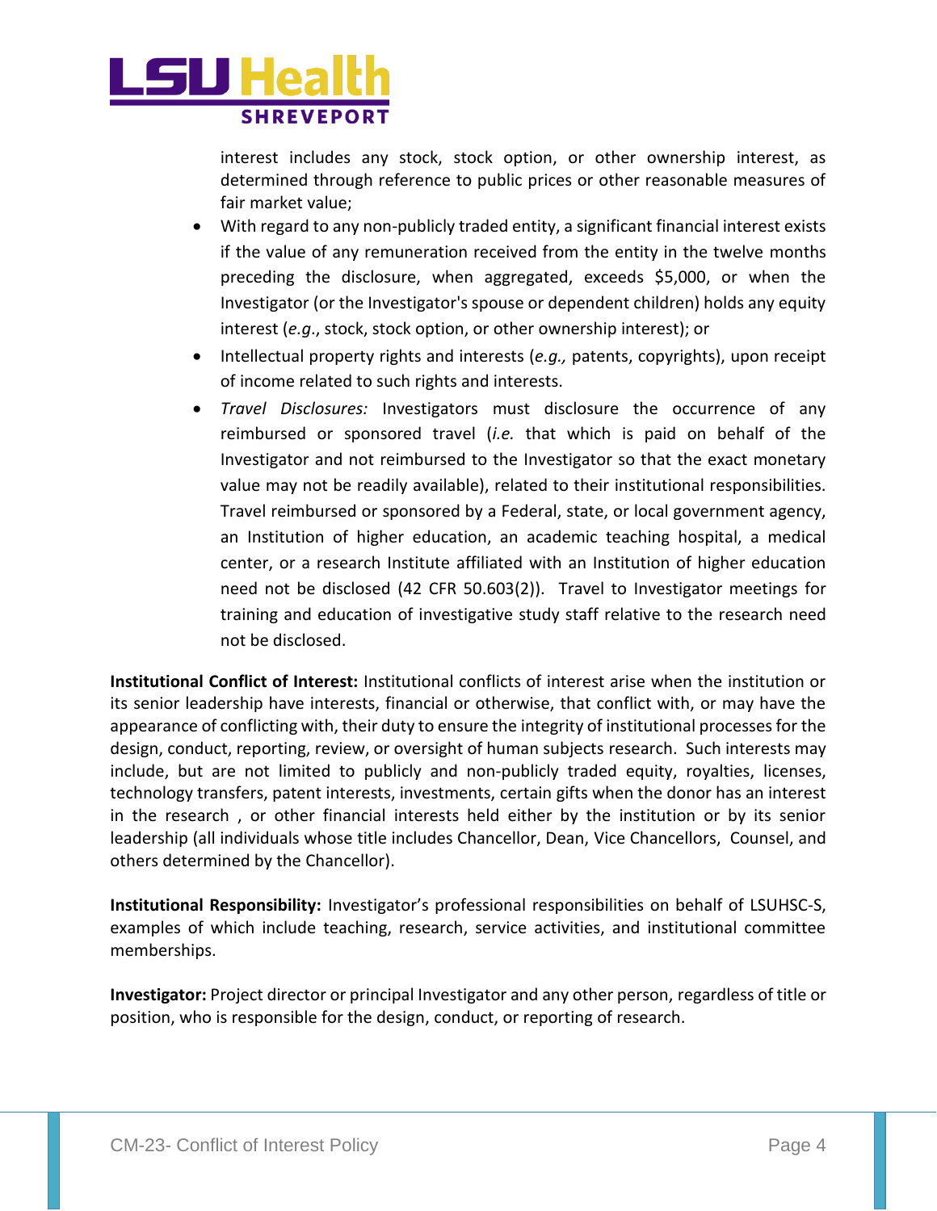interest includes any stock, stock option, or other ownership interest, as determined through reference to public prices or other reasonable measures of fair market value;

- With regard to any non-publicly traded entity, a significant financial interest exists if the value of any remuneration received from the entity in the twelve months preceding the disclosure, when aggregated, exceeds $5,000, or when the Investigator (or the Investigator's spouse or dependent children) holds any equity interest (*e.g*., stock, stock option, or other ownership interest); or
- Intellectual property rights and interests (*e.g.,* patents, copyrights), upon receipt of income related to such rights and interests.
- *Travel Disclosures:* Investigators must disclosure the occurrence of any reimbursed or sponsored travel (*i.e.* that which is paid on behalf of the Investigator and not reimbursed to the Investigator so that the exact monetary value may not be readily available), related to their institutional responsibilities. Travel reimbursed or sponsored by a Federal, state, or local government agency, an Institution of higher education, an academic teaching hospital, a medical center, or a research Institute affiliated with an Institution of higher education need not be disclosed (42 CFR 50.603(2)). Travel to Investigator meetings for training and education of investigative study staff relative to the research need not be disclosed.

**Institutional Conflict of Interest:** Institutional conflicts of interest arise when the institution or its senior leadership have interests, financial or otherwise, that conflict with, or may have the appearance of conflicting with, their duty to ensure the integrity of institutional processes for the design, conduct, reporting, review, or oversight of human subjects research. Such interests may include, but are not limited to publicly and non-publicly traded equity, royalties, licenses, technology transfers, patent interests, investments, certain gifts when the donor has an interest in the research , or other financial interests held either by the institution or by its senior leadership (all individuals whose title includes Chancellor, Dean, Vice Chancellors, Counsel, and others determined by the Chancellor).

**Institutional Responsibility:** Investigator's professional responsibilities on behalf of LSUHSC-S, examples of which include teaching, research, service activities, and institutional committee memberships.

**Investigator:** Project director or principal Investigator and any other person, regardless of title or position, who is responsible for the design, conduct, or reporting of research.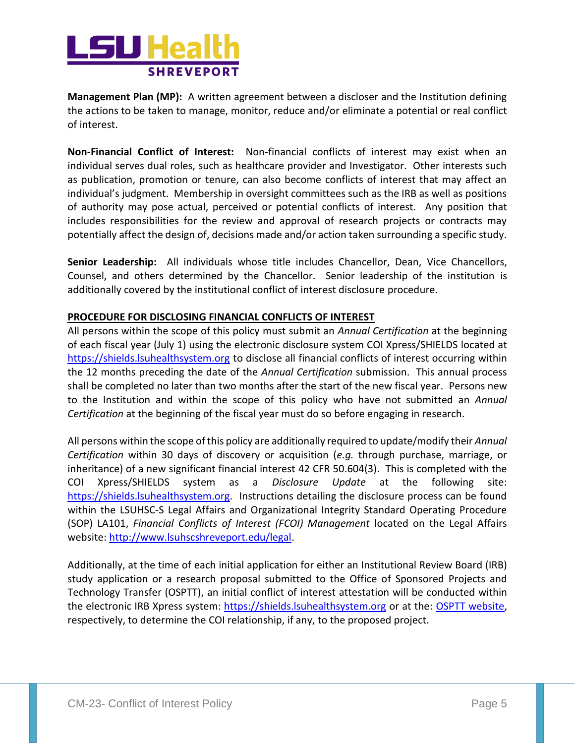**Management Plan (MP):** A written agreement between a discloser and the Institution defining the actions to be taken to manage, monitor, reduce and/or eliminate a potential or real conflict of interest.

**Non-Financial Conflict of Interest:** Non-financial conflicts of interest may exist when an individual serves dual roles, such as healthcare provider and Investigator. Other interests such as publication, promotion or tenure, can also become conflicts of interest that may affect an individual's judgment. Membership in oversight committees such as the IRB as well as positions of authority may pose actual, perceived or potential conflicts of interest. Any position that includes responsibilities for the review and approval of research projects or contracts may potentially affect the design of, decisions made and/or action taken surrounding a specific study.

**Senior Leadership:** All individuals whose title includes Chancellor, Dean, Vice Chancellors, Counsel, and others determined by the Chancellor. Senior leadership of the institution is additionally covered by the institutional conflict of interest disclosure procedure.

**PROCEDURE FOR DISCLOSING FINANCIAL CONFLICTS OF INTEREST**

All persons within the scope of this policy must submit an *Annual Certification* at the beginning of each fiscal year (July 1) using the electronic disclosure system COI Xpress/SHIELDS located at https://shields.lsuhealthsystem.org to disclose all financial conflicts of interest occurring within the 12 months preceding the date of the *Annual Certification* submission. This annual process shall be completed no later than two months after the start of the new fiscal year. Persons new to the Institution and within the scope of this policy who have not submitted an *Annual Certification* at the beginning of the fiscal year must do so before engaging in research.

All persons within the scope of this policy are additionally required to update/modify their *Annual Certification* within 30 days of discovery or acquisition (*e.g.* through purchase, marriage, or inheritance) of a new significant financial interest 42 CFR 50.604(3). This is completed with the COI Xpress/SHIELDS system as a *Disclosure Update* at the following site: https://shields.lsuhealthsystem.org. Instructions detailing the disclosure process can be found within the LSUHSC-S Legal Affairs and Organizational Integrity Standard Operating Procedure (SOP) LA101, *Financial Conflicts of Interest (FCOI) Management* located on the Legal Affairs website: http://www.lsuhscshreveport.edu/legal.

Additionally, at the time of each initial application for either an Institutional Review Board (IRB) study application or a research proposal submitted to the Office of Sponsored Projects and Technology Transfer (OSPTT), an initial conflict of interest attestation will be conducted within the electronic IRB Xpress system: https://shields.lsuhealthsystem.org or at the: OSPTT website, respectively, to determine the COI relationship, if any, to the proposed project.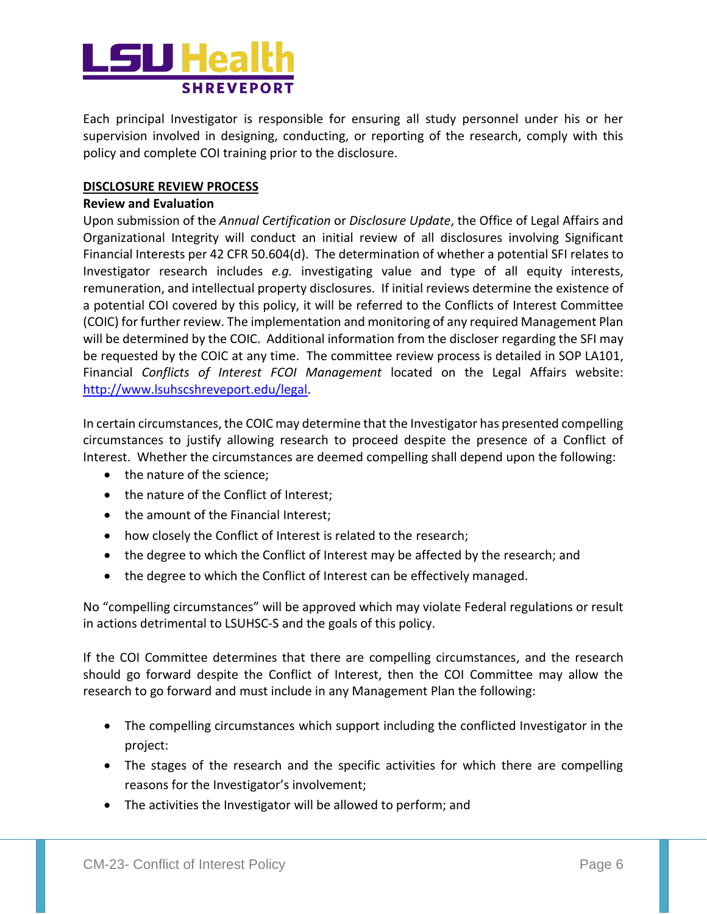Each principal Investigator is responsible for ensuring all study personnel under his or her supervision involved in designing, conducting, or reporting of the research, comply with this policy and complete COI training prior to the disclosure.

## DISCLOSURE REVIEW PROCESS

### Review and Evaluation

Upon submission of the *Annual Certification* or *Disclosure Update*, the Office of Legal Affairs and Organizational Integrity will conduct an initial review of all disclosures involving Significant Financial Interests per 42 CFR 50.604(d). The determination of whether a potential SFI relates to Investigator research includes *e.g.* investigating value and type of all equity interests, remuneration, and intellectual property disclosures. If initial reviews determine the existence of a potential COI covered by this policy, it will be referred to the Conflicts of Interest Committee (COIC) for further review. The implementation and monitoring of any required Management Plan will be determined by the COIC. Additional information from the discloser regarding the SFI may be requested by the COIC at any time. The committee review process is detailed in SOP LA101, Financial *Conflicts of Interest FCOI Management* located on the Legal Affairs website: [http://www.lsuhscshreveport.edu/legal](http://www.lsuhscshreveport.edu/legal).

In certain circumstances, the COIC may determine that the Investigator has presented compelling circumstances to justify allowing research to proceed despite the presence of a Conflict of Interest. Whether the circumstances are deemed compelling shall depend upon the following:

- the nature of the science;
- the nature of the Conflict of Interest;
- the amount of the Financial Interest;
- how closely the Conflict of Interest is related to the research;
- the degree to which the Conflict of Interest may be affected by the research; and
- the degree to which the Conflict of Interest can be effectively managed.

No "compelling circumstances" will be approved which may violate Federal regulations or result in actions detrimental to LSUHSC-S and the goals of this policy.

If the COI Committee determines that there are compelling circumstances, and the research should go forward despite the Conflict of Interest, then the COI Committee may allow the research to go forward and must include in any Management Plan the following:

- The compelling circumstances which support including the conflicted Investigator in the project:
- The stages of the research and the specific activities for which there are compelling reasons for the Investigator's involvement;
- The activities the Investigator will be allowed to perform; and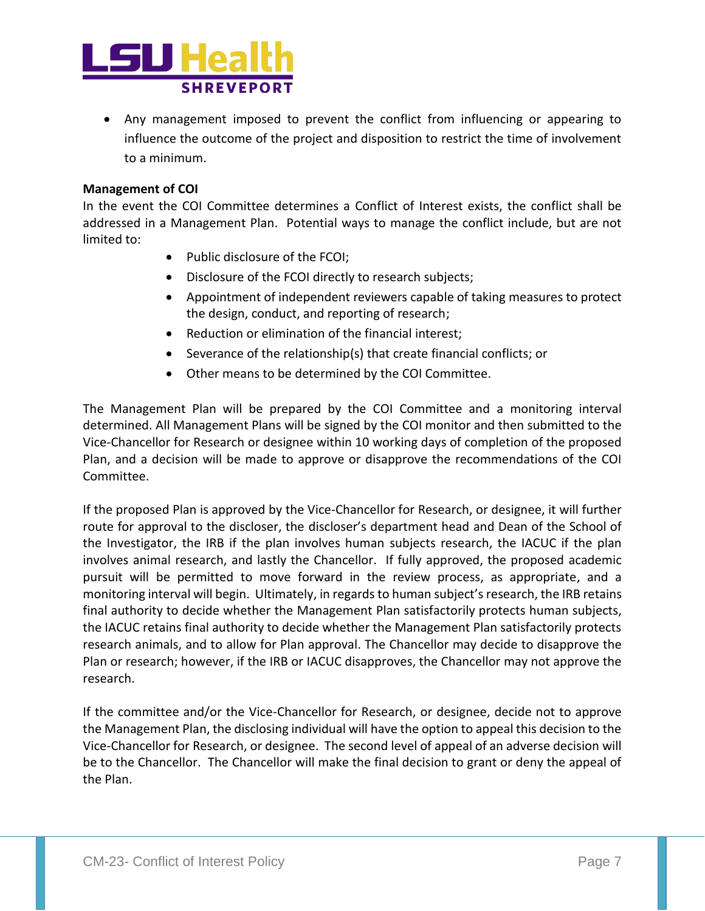- Any management imposed to prevent the conflict from influencing or appearing to influence the outcome of the project and disposition to restrict the time of involvement to a minimum.

**Management of COI**

In the event the COI Committee determines a Conflict of Interest exists, the conflict shall be addressed in a Management Plan. Potential ways to manage the conflict include, but are not limited to:

- Public disclosure of the FCOI;
- Disclosure of the FCOI directly to research subjects;
- Appointment of independent reviewers capable of taking measures to protect the design, conduct, and reporting of research;
- Reduction or elimination of the financial interest;
- Severance of the relationship(s) that create financial conflicts; or
- Other means to be determined by the COI Committee.

The Management Plan will be prepared by the COI Committee and a monitoring interval determined. All Management Plans will be signed by the COI monitor and then submitted to the Vice-Chancellor for Research or designee within 10 working days of completion of the proposed Plan, and a decision will be made to approve or disapprove the recommendations of the COI Committee.

If the proposed Plan is approved by the Vice-Chancellor for Research, or designee, it will further route for approval to the discloser, the discloser's department head and Dean of the School of the Investigator, the IRB if the plan involves human subjects research, the IACUC if the plan involves animal research, and lastly the Chancellor. If fully approved, the proposed academic pursuit will be permitted to move forward in the review process, as appropriate, and a monitoring interval will begin. Ultimately, in regards to human subject's research, the IRB retains final authority to decide whether the Management Plan satisfactorily protects human subjects, the IACUC retains final authority to decide whether the Management Plan satisfactorily protects research animals, and to allow for Plan approval. The Chancellor may decide to disapprove the Plan or research; however, if the IRB or IACUC disapproves, the Chancellor may not approve the research.

If the committee and/or the Vice-Chancellor for Research, or designee, decide not to approve the Management Plan, the disclosing individual will have the option to appeal this decision to the Vice-Chancellor for Research, or designee. The second level of appeal of an adverse decision will be to the Chancellor. The Chancellor will make the final decision to grant or deny the appeal of the Plan.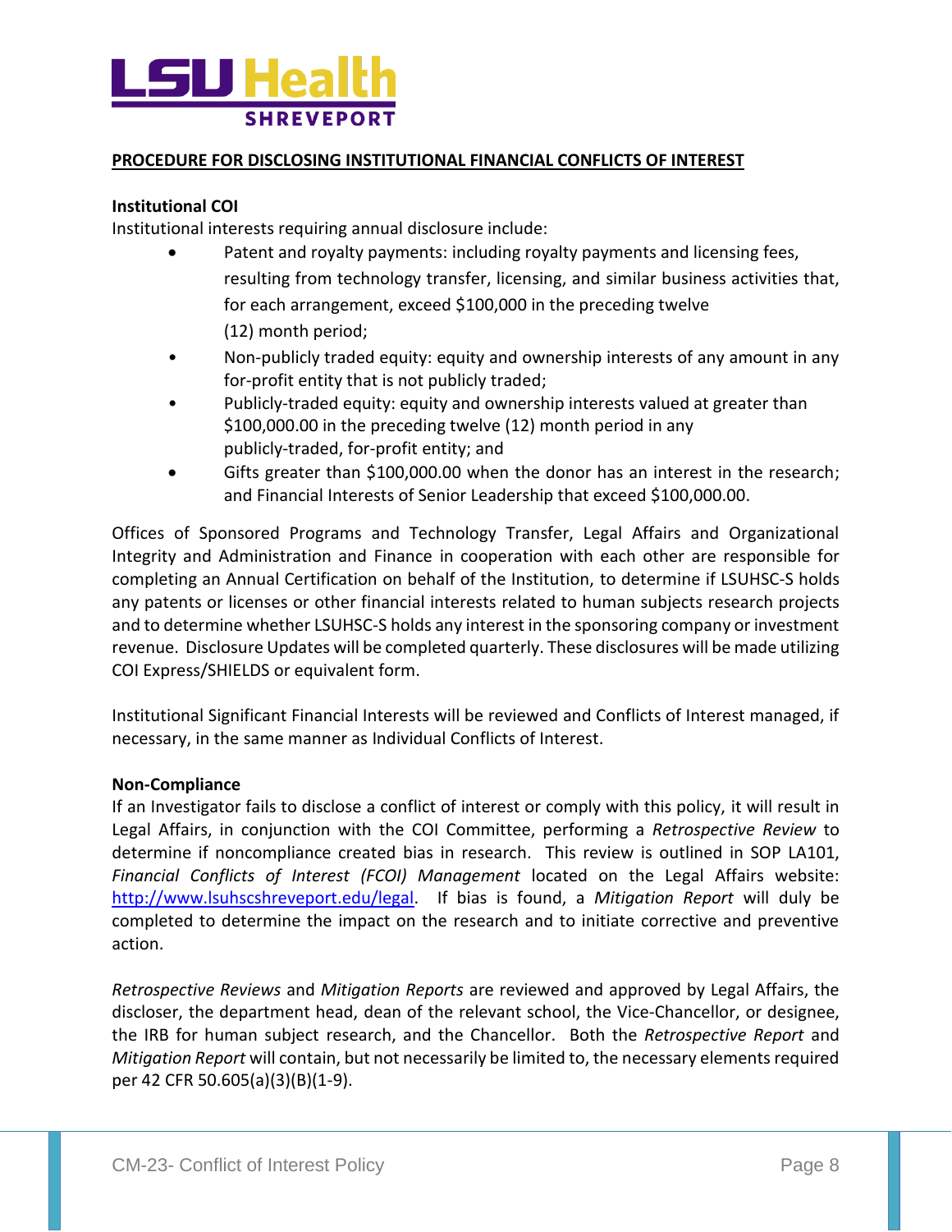**PROCEDURE FOR DISCLOSING INSTITUTIONAL FINANCIAL CONFLICTS OF INTEREST**

**Institutional COI**

Institutional interests requiring annual disclosure include:

- Patent and royalty payments: including royalty payments and licensing fees, resulting from technology transfer, licensing, and similar business activities that, for each arrangement, exceed $100,000 in the preceding twelve (12) month period;
- Non-publicly traded equity: equity and ownership interests of any amount in any for-profit entity that is not publicly traded;
- Publicly-traded equity: equity and ownership interests valued at greater than $100,000.00 in the preceding twelve (12) month period in any publicly-traded, for-profit entity; and
- Gifts greater than $100,000.00 when the donor has an interest in the research; and Financial Interests of Senior Leadership that exceed $100,000.00.

Offices of Sponsored Programs and Technology Transfer, Legal Affairs and Organizational Integrity and Administration and Finance in cooperation with each other are responsible for completing an Annual Certification on behalf of the Institution, to determine if LSUHSC-S holds any patents or licenses or other financial interests related to human subjects research projects and to determine whether LSUHSC-S holds any interest in the sponsoring company or investment revenue. Disclosure Updates will be completed quarterly. These disclosures will be made utilizing COI Express/SHIELDS or equivalent form.

Institutional Significant Financial Interests will be reviewed and Conflicts of Interest managed, if necessary, in the same manner as Individual Conflicts of Interest.

**Non-Compliance**

If an Investigator fails to disclose a conflict of interest or comply with this policy, it will result in Legal Affairs, in conjunction with the COI Committee, performing a *Retrospective Review* to determine if noncompliance created bias in research. This review is outlined in SOP LA101, *Financial Conflicts of Interest (FCOI) Management* located on the Legal Affairs website: http://www.lsuhscshreveport.edu/legal. If bias is found, a *Mitigation Report* will duly be completed to determine the impact on the research and to initiate corrective and preventive action.

*Retrospective Reviews* and *Mitigation Reports* are reviewed and approved by Legal Affairs, the discloser, the department head, dean of the relevant school, the Vice-Chancellor, or designee, the IRB for human subject research, and the Chancellor. Both the *Retrospective Report* and *Mitigation Report* will contain, but not necessarily be limited to, the necessary elements required per 42 CFR 50.605(a)(3)(B)(1-9).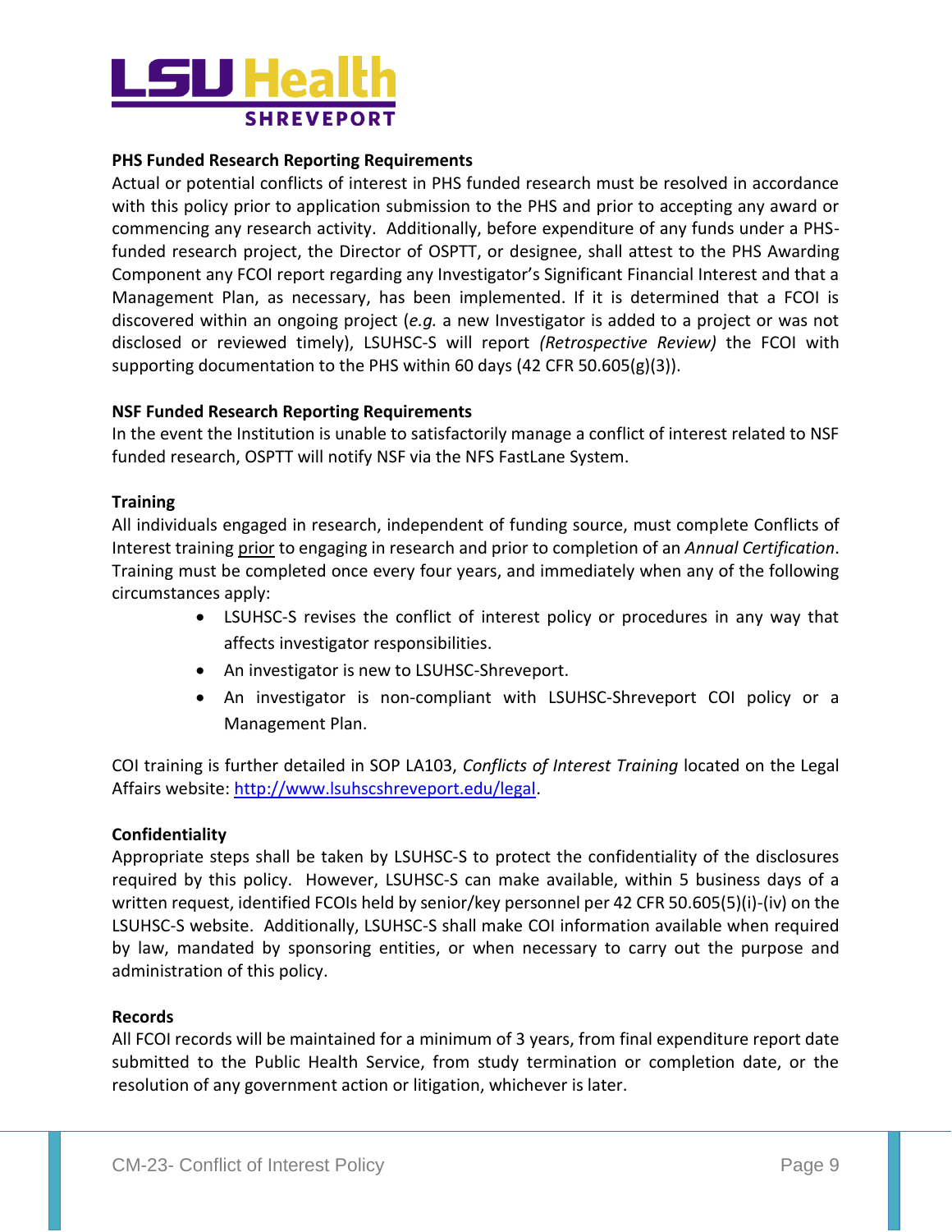**PHS Funded Research Reporting Requirements**

Actual or potential conflicts of interest in PHS funded research must be resolved in accordance with this policy prior to application submission to the PHS and prior to accepting any award or commencing any research activity. Additionally, before expenditure of any funds under a PHS-funded research project, the Director of OSPTT, or designee, shall attest to the PHS Awarding Component any FCOI report regarding any Investigator's Significant Financial Interest and that a Management Plan, as necessary, has been implemented. If it is determined that a FCOI is discovered within an ongoing project (*e.g.* a new Investigator is added to a project or was not disclosed or reviewed timely), LSUHSC-S will report *(Retrospective Review)* the FCOI with supporting documentation to the PHS within 60 days (42 CFR 50.605(g)(3)).

**NSF Funded Research Reporting Requirements**

In the event the Institution is unable to satisfactorily manage a conflict of interest related to NSF funded research, OSPTT will notify NSF via the NFS FastLane System.

**Training**

All individuals engaged in research, independent of funding source, must complete Conflicts of Interest training <u>prior</u> to engaging in research and prior to completion of an *Annual Certification*. Training must be completed once every four years, and immediately when any of the following circumstances apply:

- LSUHSC-S revises the conflict of interest policy or procedures in any way that affects investigator responsibilities.
- An investigator is new to LSUHSC-Shreveport.
- An investigator is non-compliant with LSUHSC-Shreveport COI policy or a Management Plan.

COI training is further detailed in SOP LA103, *Conflicts of Interest Training* located on the Legal Affairs website: [http://www.lsuhscshreveport.edu/legal](http://www.lsuhscshreveport.edu/legal).

**Confidentiality**

Appropriate steps shall be taken by LSUHSC-S to protect the confidentiality of the disclosures required by this policy. However, LSUHSC-S can make available, within 5 business days of a written request, identified FCOIs held by senior/key personnel per 42 CFR 50.605(5)(i)-(iv) on the LSUHSC-S website. Additionally, LSUHSC-S shall make COI information available when required by law, mandated by sponsoring entities, or when necessary to carry out the purpose and administration of this policy.

**Records**

All FCOI records will be maintained for a minimum of 3 years, from final expenditure report date submitted to the Public Health Service, from study termination or completion date, or the resolution of any government action or litigation, whichever is later.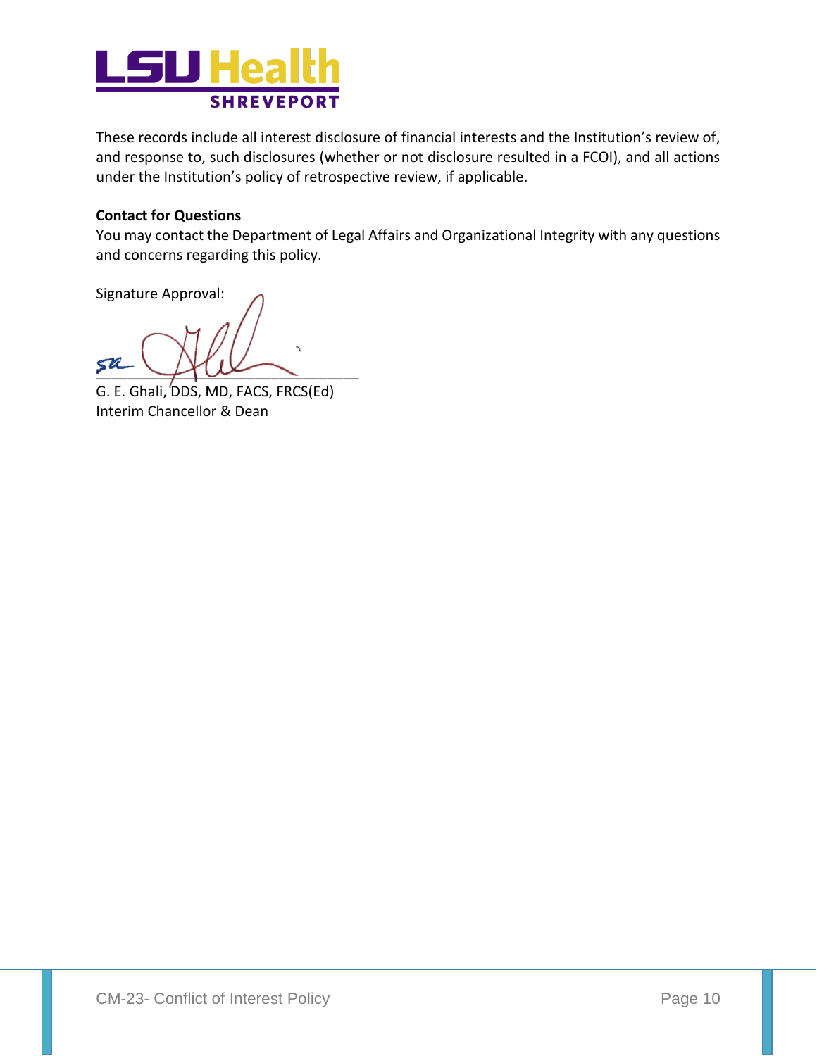These records include all interest disclosure of financial interests and the Institution's review of, and response to, such disclosures (whether or not disclosure resulted in a FCOI), and all actions under the Institution's policy of retrospective review, if applicable.

**Contact for Questions**

You may contact the Department of Legal Affairs and Organizational Integrity with any questions and concerns regarding this policy.

Signature Approval:

______________________________

G. E. Ghali, DDS, MD, FACS, FRCS(Ed)
Interim Chancellor & Dean